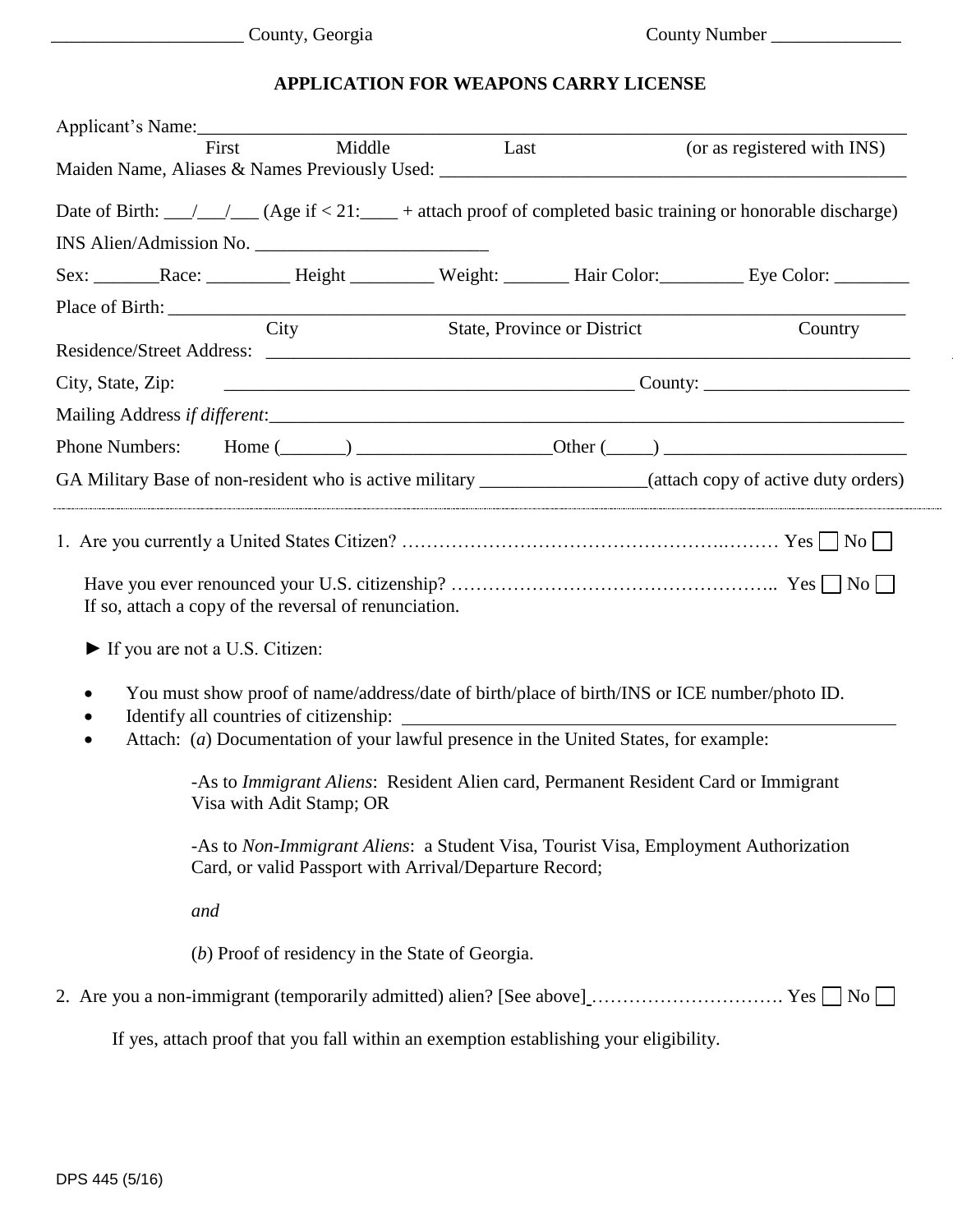\_\_\_\_\_\_\_\_\_\_\_\_\_\_\_\_\_\_\_\_ County, Georgia                    County Number \_\_\_\_\_\_\_\_\_\_\_\_\_\_

# APPLICATION FOR WEAPONS CARRY LICENSE

Applicant's Name: \_\_\_\_\_\_\_\_\_\_\_\_\_\_\_\_\_\_\_\_\_\_\_\_\_\_\_\_\_\_\_\_\_\_\_\_\_\_\_\_\_\_\_\_\_\_\_\_\_\_\_\_\_\_\_\_\_\_\_\_\_\_\_\_\_\_\_\_\_\_\_\_\_\_\_\_

First          Middle          Last          (or as registered with INS)

Maiden Name, Aliases & Names Previously Used: \_\_\_\_\_\_\_\_\_\_\_\_\_\_\_\_\_\_\_\_\_\_\_\_\_\_\_\_\_\_\_\_\_\_\_\_\_\_\_\_\_\_\_\_\_\_\_\_

Date of Birth: \_\_\_/\_\_\_/\_\_\_ (Age if < 21:\_\_\_\_ + attach proof of completed basic training or honorable discharge)

INS Alien/Admission No. \_\_\_\_\_\_\_\_\_\_\_\_\_\_\_\_\_\_\_\_\_\_\_\_\_

Sex: \_\_\_\_\_\_\_ Race: \_\_\_\_\_\_\_\_\_ Height \_\_\_\_\_\_\_\_\_ Weight: \_\_\_\_\_\_\_ Hair Color: \_\_\_\_\_\_\_\_\_ Eye Color: \_\_\_\_\_\_\_\_

Place of Birth: \_\_\_\_\_\_\_\_\_\_\_\_\_\_\_\_\_\_\_\_\_\_\_\_\_\_\_\_\_\_\_\_\_\_\_\_\_\_\_\_\_\_\_\_\_\_\_\_\_\_\_\_\_\_\_\_\_\_\_\_\_\_\_\_\_\_\_\_\_\_\_\_\_\_\_\_\_\_

City          State, Province or District          Country

Residence/Street Address: \_\_\_\_\_\_\_\_\_\_\_\_\_\_\_\_\_\_\_\_\_\_\_\_\_\_\_\_\_\_\_\_\_\_\_\_\_\_\_\_\_\_\_\_\_\_\_\_\_\_\_\_\_\_\_\_\_\_\_\_\_\_\_\_\_\_\_\_\_

City, State, Zip: \_\_\_\_\_\_\_\_\_\_\_\_\_\_\_\_\_\_\_\_\_\_\_\_\_\_\_\_\_\_\_\_\_\_\_\_\_\_\_\_\_\_\_\_\_ County: \_\_\_\_\_\_\_\_\_\_\_\_\_\_\_\_\_\_\_\_\_\_

Mailing Address *if different*: \_\_\_\_\_\_\_\_\_\_\_\_\_\_\_\_\_\_\_\_\_\_\_\_\_\_\_\_\_\_\_\_\_\_\_\_\_\_\_\_\_\_\_\_\_\_\_\_\_\_\_\_\_\_\_\_\_\_\_\_\_\_\_\_\_\_\_\_

Phone Numbers: Home (\_\_\_\_\_\_\_) \_\_\_\_\_\_\_\_\_\_\_\_\_\_\_\_\_\_\_\_ Other (\_\_\_\_\_) \_\_\_\_\_\_\_\_\_\_\_\_\_\_\_\_\_\_\_\_\_\_\_\_\_\_

GA Military Base of non-resident who is active military \_\_\_\_\_\_\_\_\_\_\_\_\_\_\_\_\_\_(attach copy of active duty orders)

---

1. Are you currently a United States Citizen? ………………………………………………… Yes ☐ No ☐

   Have you ever renounced your U.S. citizenship? …………………………………………… Yes ☐ No ☐
   If so, attach a copy of the reversal of renunciation.

   ► If you are not a U.S. Citizen:

   - You must show proof of name/address/date of birth/place of birth/INS or ICE number/photo ID.
   - Identify all countries of citizenship: \_\_\_\_\_\_\_\_\_\_\_\_\_\_\_\_\_\_\_\_\_\_\_\_\_\_\_\_\_\_\_\_\_\_\_\_\_\_\_\_\_\_\_\_\_\_\_\_\_\_\_\_
   - Attach: (*a*) Documentation of your lawful presence in the United States, for example:

     -As to *Immigrant Aliens*: Resident Alien card, Permanent Resident Card or Immigrant Visa with Adit Stamp; OR

     -As to *Non-Immigrant Aliens*: a Student Visa, Tourist Visa, Employment Authorization Card, or valid Passport with Arrival/Departure Record;

     *and*

     (*b*) Proof of residency in the State of Georgia.

2. Are you a non-immigrant (temporarily admitted) alien? [See above] ………………………… Yes ☐ No ☐

   If yes, attach proof that you fall within an exemption establishing your eligibility.

DPS 445 (5/16)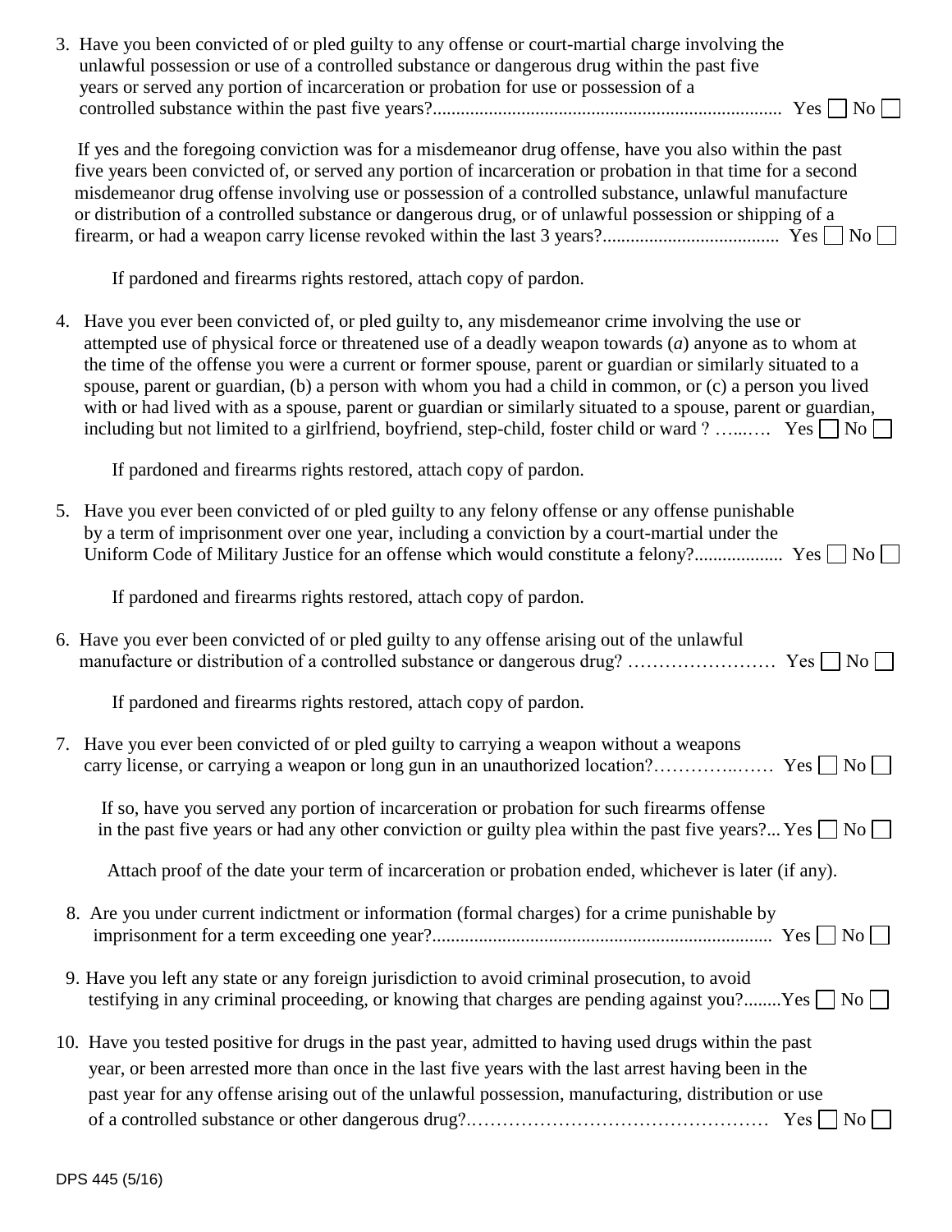3. Have you been convicted of or pled guilty to any offense or court-martial charge involving the unlawful possession or use of a controlled substance or dangerous drug within the past five years or served any portion of incarceration or probation for use or possession of a controlled substance within the past five years?........................................................................... Yes ☐ No ☐

   If yes and the foregoing conviction was for a misdemeanor drug offense, have you also within the past five years been convicted of, or served any portion of incarceration or probation in that time for a second misdemeanor drug offense involving use or possession of a controlled substance, unlawful manufacture or distribution of a controlled substance or dangerous drug, or of unlawful possession or shipping of a firearm, or had a weapon carry license revoked within the last 3 years?...................................... Yes ☐ No ☐

   If pardoned and firearms rights restored, attach copy of pardon.

4. Have you ever been convicted of, or pled guilty to, any misdemeanor crime involving the use or attempted use of physical force or threatened use of a deadly weapon towards (*a*) anyone as to whom at the time of the offense you were a current or former spouse, parent or guardian or similarly situated to a spouse, parent or guardian, (b) a person with whom you had a child in common, or (c) a person you lived with or had lived with as a spouse, parent or guardian or similarly situated to a spouse, parent or guardian, including but not limited to a girlfriend, boyfriend, step-child, foster child or ward ? …...…. Yes ☐ No ☐

   If pardoned and firearms rights restored, attach copy of pardon.

5. Have you ever been convicted of or pled guilty to any felony offense or any offense punishable by a term of imprisonment over one year, including a conviction by a court-martial under the Uniform Code of Military Justice for an offense which would constitute a felony?.................. Yes ☐ No ☐

   If pardoned and firearms rights restored, attach copy of pardon.

6. Have you ever been convicted of or pled guilty to any offense arising out of the unlawful manufacture or distribution of a controlled substance or dangerous drug? …………………… Yes ☐ No ☐

   If pardoned and firearms rights restored, attach copy of pardon.

7. Have you ever been convicted of or pled guilty to carrying a weapon without a weapons carry license, or carrying a weapon or long gun in an unauthorized location?…………..…… Yes ☐ No ☐

   If so, have you served any portion of incarceration or probation for such firearms offense in the past five years or had any other conviction or guilty plea within the past five years?... Yes ☐ No ☐

   Attach proof of the date your term of incarceration or probation ended, whichever is later (if any).

8. Are you under current indictment or information (formal charges) for a crime punishable by imprisonment for a term exceeding one year?........................................................................ Yes ☐ No ☐

9. Have you left any state or any foreign jurisdiction to avoid criminal prosecution, to avoid testifying in any criminal proceeding, or knowing that charges are pending against you?........Yes ☐ No ☐

10. Have you tested positive for drugs in the past year, admitted to having used drugs within the past year, or been arrested more than once in the last five years with the last arrest having been in the past year for any offense arising out of the unlawful possession, manufacturing, distribution or use of a controlled substance or other dangerous drug?.………………………………………… Yes ☐ No ☐

DPS 445 (5/16)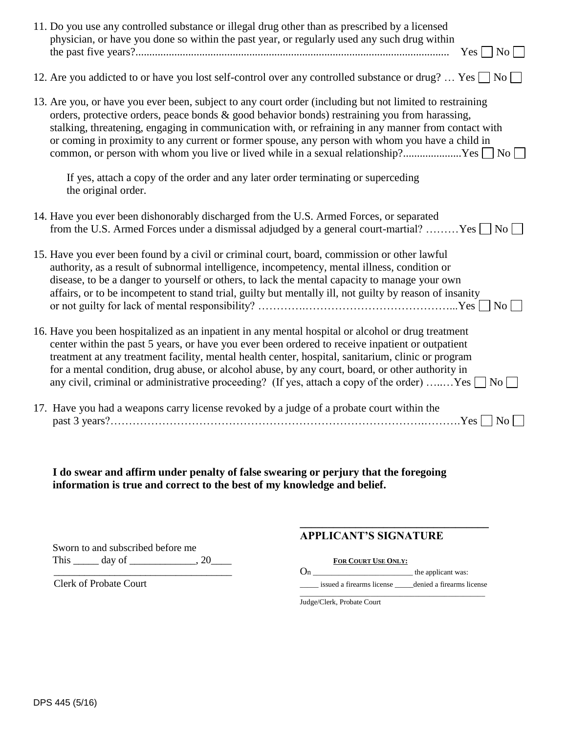11. Do you use any controlled substance or illegal drug other than as prescribed by a licensed physician, or have you done so within the past year, or regularly used any such drug within the past five years?................................................................................................................ Yes ☐ No ☐

12. Are you addicted to or have you lost self-control over any controlled substance or drug? … Yes ☐ No ☐

13. Are you, or have you ever been, subject to any court order (including but not limited to restraining orders, protective orders, peace bonds & good behavior bonds) restraining you from harassing, stalking, threatening, engaging in communication with, or refraining in any manner from contact with or coming in proximity to any current or former spouse, any person with whom you have a child in common, or person with whom you live or lived while in a sexual relationship?.....................Yes ☐ No ☐

    If yes, attach a copy of the order and any later order terminating or superceding the original order.

14. Have you ever been dishonorably discharged from the U.S. Armed Forces, or separated from the U.S. Armed Forces under a dismissal adjudged by a general court-martial? ………Yes ☐ No ☐

15. Have you ever been found by a civil or criminal court, board, commission or other lawful authority, as a result of subnormal intelligence, incompetency, mental illness, condition or disease, to be a danger to yourself or others, to lack the mental capacity to manage your own affairs, or to be incompetent to stand trial, guilty but mentally ill, not guilty by reason of insanity or not guilty for lack of mental responsibility? …………..……………………………………...Yes ☐ No ☐

16. Have you been hospitalized as an inpatient in any mental hospital or alcohol or drug treatment center within the past 5 years, or have you ever been ordered to receive inpatient or outpatient treatment at any treatment facility, mental health center, hospital, sanitarium, clinic or program for a mental condition, drug abuse, or alcohol abuse, by any court, board, or other authority in any civil, criminal or administrative proceeding? (If yes, attach a copy of the order) …..…Yes ☐ No ☐

17. Have you had a weapons carry license revoked by a judge of a probate court within the past 3 years?…………………………………………………………………………….……….Yes ☐ No ☐

**I do swear and affirm under penalty of false swearing or perjury that the foregoing information is true and correct to the best of my knowledge and belief.**

___________________________________
**APPLICANT'S SIGNATURE**

Sworn to and subscribed before me
This _____ day of _____________, 20____

___________________________________
Clerk of Probate Court

**FOR COURT USE ONLY:**

On ________________________ the applicant was:

_____ issued a firearms license _____denied a firearms license

________________________________________________
Judge/Clerk, Probate Court

DPS 445 (5/16)